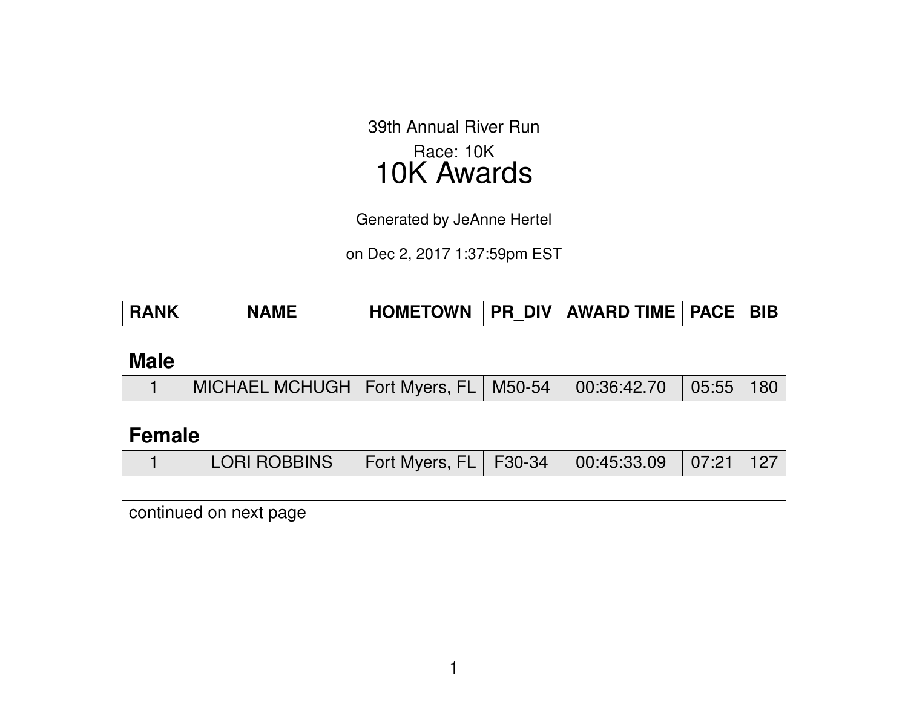39th Annual River Run

Race: 10K

# 10K Awards

Generated by JeAnne Hertel

on Dec 2, 2017 1:37:59pm EST

| RANK | NAME | HOMETOWN | PR_DIV | AWARD TIME | PACE | BIB |
|---|---|---|---|---|---|---|

## Male

| RANK | NAME | HOMETOWN | PR_DIV | AWARD TIME | PACE | BIB |
|---|---|---|---|---|---|---|
| 1 | MICHAEL MCHUGH | Fort Myers, FL | M50-54 | 00:36:42.70 | 05:55 | 180 |

## Female

| RANK | NAME | HOMETOWN | PR_DIV | AWARD TIME | PACE | BIB |
|---|---|---|---|---|---|---|
| 1 | LORI ROBBINS | Fort Myers, FL | F30-34 | 00:45:33.09 | 07:21 | 127 |

continued on next page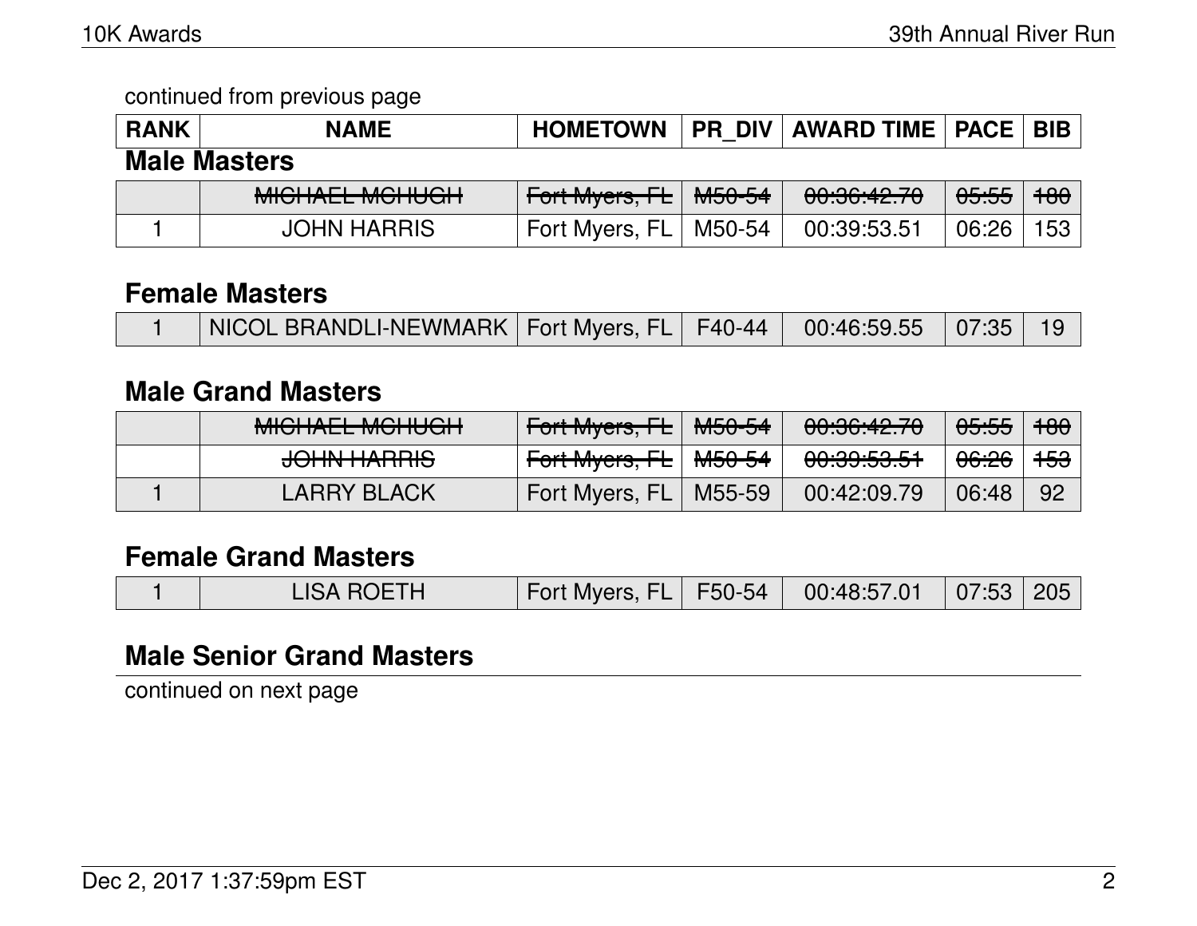continued from previous page

| RANK | NAME | HOMETOWN | PR_DIV | AWARD TIME | PACE | BIB |
|---|---|---|---|---|---|---|

## Male Masters

| RANK | NAME | HOMETOWN | PR_DIV | AWARD TIME | PACE | BIB |
|---|---|---|---|---|---|---|
| | ~~MICHAEL MCHUGH~~ | ~~Fort Myers, FL~~ | ~~M50-54~~ | ~~00:36:42.70~~ | ~~05:55~~ | ~~180~~ |
| 1 | JOHN HARRIS | Fort Myers, FL | M50-54 | 00:39:53.51 | 06:26 | 153 |

## Female Masters

| RANK | NAME | HOMETOWN | PR_DIV | AWARD TIME | PACE | BIB |
|---|---|---|---|---|---|---|
| 1 | NICOL BRANDLI-NEWMARK | Fort Myers, FL | F40-44 | 00:46:59.55 | 07:35 | 19 |

## Male Grand Masters

| RANK | NAME | HOMETOWN | PR_DIV | AWARD TIME | PACE | BIB |
|---|---|---|---|---|---|---|
| | ~~MICHAEL MCHUGH~~ | ~~Fort Myers, FL~~ | ~~M50-54~~ | ~~00:36:42.70~~ | ~~05:55~~ | ~~180~~ |
| | ~~JOHN HARRIS~~ | ~~Fort Myers, FL~~ | ~~M50-54~~ | ~~00:39:53.51~~ | ~~06:26~~ | ~~153~~ |
| 1 | LARRY BLACK | Fort Myers, FL | M55-59 | 00:42:09.79 | 06:48 | 92 |

## Female Grand Masters

| RANK | NAME | HOMETOWN | PR_DIV | AWARD TIME | PACE | BIB |
|---|---|---|---|---|---|---|
| 1 | LISA ROETH | Fort Myers, FL | F50-54 | 00:48:57.01 | 07:53 | 205 |

## Male Senior Grand Masters

continued on next page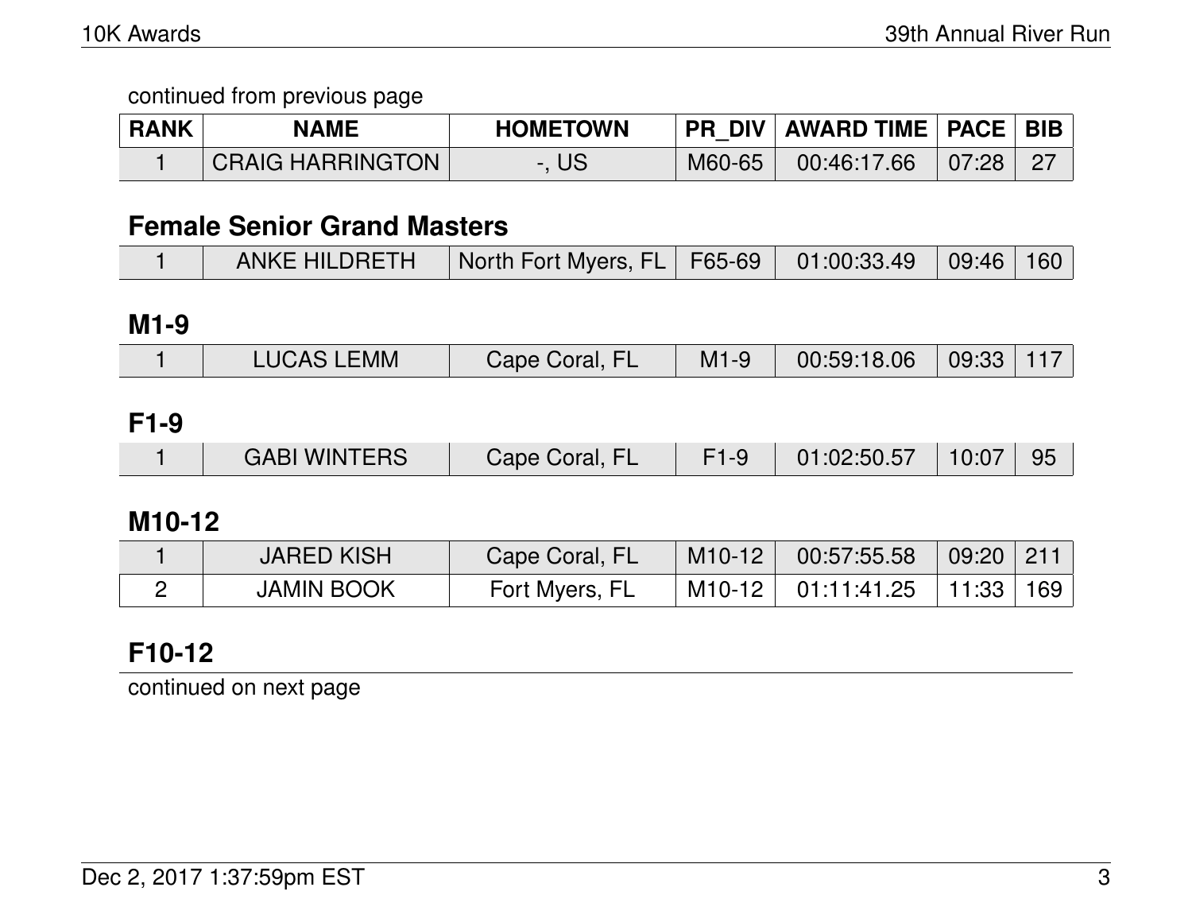continued from previous page

| RANK | NAME | HOMETOWN | PR_DIV | AWARD TIME | PACE | BIB |
|---|---|---|---|---|---|---|
| 1 | CRAIG HARRINGTON | -, US | M60-65 | 00:46:17.66 | 07:28 | 27 |

## Female Senior Grand Masters

| RANK | NAME | HOMETOWN | PR_DIV | AWARD TIME | PACE | BIB |
|---|---|---|---|---|---|---|
| 1 | ANKE HILDRETH | North Fort Myers, FL | F65-69 | 01:00:33.49 | 09:46 | 160 |

## M1-9

| RANK | NAME | HOMETOWN | PR_DIV | AWARD TIME | PACE | BIB |
|---|---|---|---|---|---|---|
| 1 | LUCAS LEMM | Cape Coral, FL | M1-9 | 00:59:18.06 | 09:33 | 117 |

## F1-9

| RANK | NAME | HOMETOWN | PR_DIV | AWARD TIME | PACE | BIB |
|---|---|---|---|---|---|---|
| 1 | GABI WINTERS | Cape Coral, FL | F1-9 | 01:02:50.57 | 10:07 | 95 |

## M10-12

| RANK | NAME | HOMETOWN | PR_DIV | AWARD TIME | PACE | BIB |
|---|---|---|---|---|---|---|
| 1 | JARED KISH | Cape Coral, FL | M10-12 | 00:57:55.58 | 09:20 | 211 |
| 2 | JAMIN BOOK | Fort Myers, FL | M10-12 | 01:11:41.25 | 11:33 | 169 |

## F10-12

continued on next page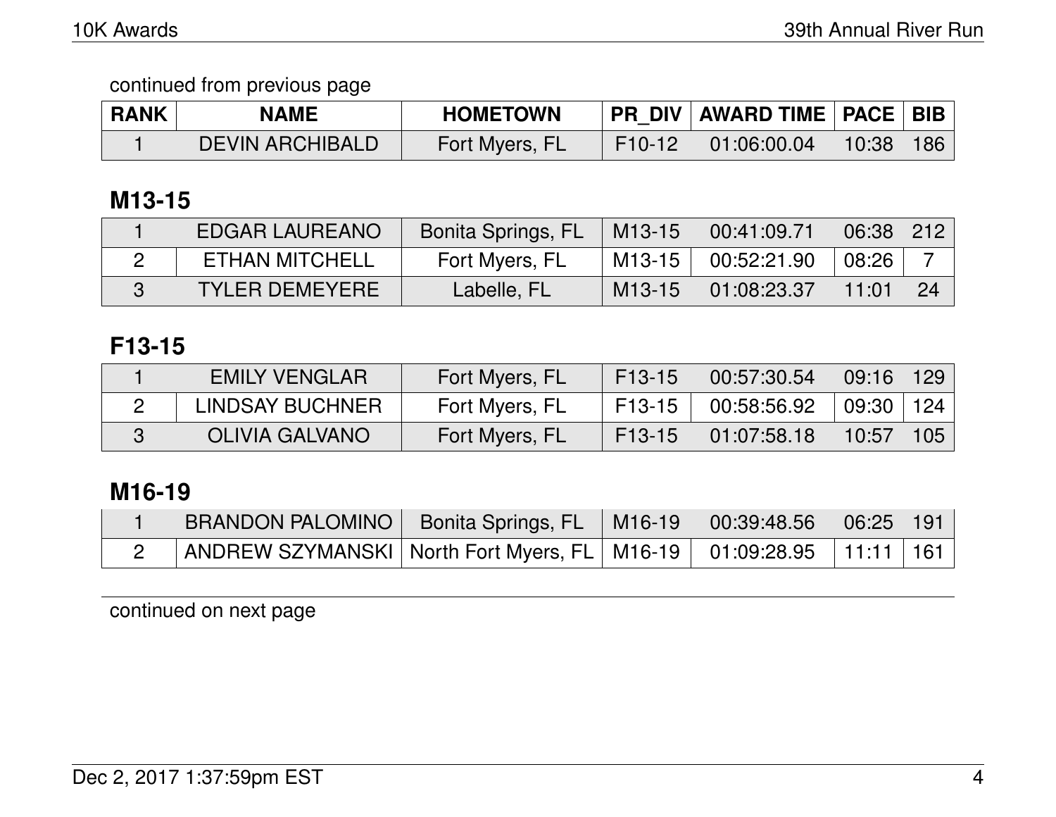continued from previous page

| RANK | NAME | HOMETOWN | PR_DIV | AWARD TIME | PACE | BIB |
|---|---|---|---|---|---|---|
| 1 | DEVIN ARCHIBALD | Fort Myers, FL | F10-12 | 01:06:00.04 | 10:38 | 186 |

## M13-15

| RANK | NAME | HOMETOWN | PR_DIV | AWARD TIME | PACE | BIB |
|---|---|---|---|---|---|---|
| 1 | EDGAR LAUREANO | Bonita Springs, FL | M13-15 | 00:41:09.71 | 06:38 | 212 |
| 2 | ETHAN MITCHELL | Fort Myers, FL | M13-15 | 00:52:21.90 | 08:26 | 7 |
| 3 | TYLER DEMEYERE | Labelle, FL | M13-15 | 01:08:23.37 | 11:01 | 24 |

## F13-15

| RANK | NAME | HOMETOWN | PR_DIV | AWARD TIME | PACE | BIB |
|---|---|---|---|---|---|---|
| 1 | EMILY VENGLAR | Fort Myers, FL | F13-15 | 00:57:30.54 | 09:16 | 129 |
| 2 | LINDSAY BUCHNER | Fort Myers, FL | F13-15 | 00:58:56.92 | 09:30 | 124 |
| 3 | OLIVIA GALVANO | Fort Myers, FL | F13-15 | 01:07:58.18 | 10:57 | 105 |

## M16-19

| RANK | NAME | HOMETOWN | PR_DIV | AWARD TIME | PACE | BIB |
|---|---|---|---|---|---|---|
| 1 | BRANDON PALOMINO | Bonita Springs, FL | M16-19 | 00:39:48.56 | 06:25 | 191 |
| 2 | ANDREW SZYMANSKI | North Fort Myers, FL | M16-19 | 01:09:28.95 | 11:11 | 161 |

continued on next page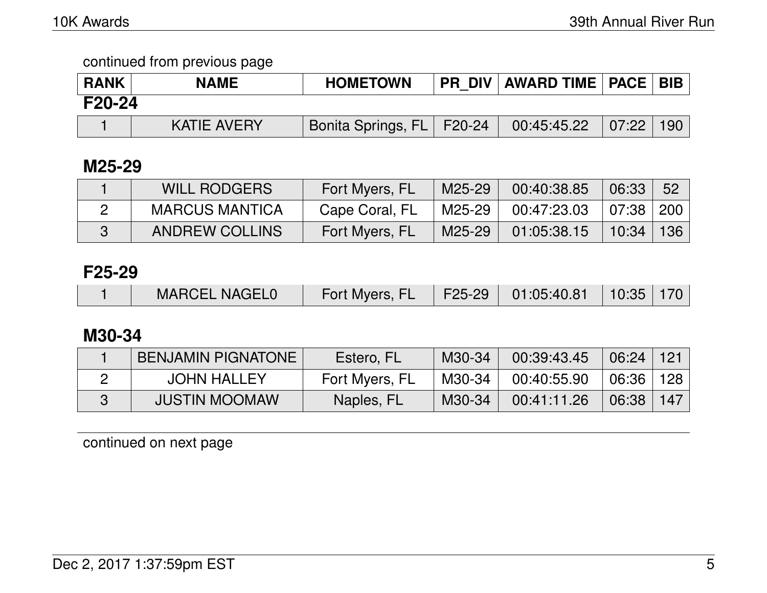continued from previous page

| RANK | NAME | HOMETOWN | PR_DIV | AWARD TIME | PACE | BIB |
|---|---|---|---|---|---|---|

## F20-24

| RANK | NAME | HOMETOWN | PR_DIV | AWARD TIME | PACE | BIB |
|---|---|---|---|---|---|---|
| 1 | KATIE AVERY | Bonita Springs, FL | F20-24 | 00:45:45.22 | 07:22 | 190 |

## M25-29

| RANK | NAME | HOMETOWN | PR_DIV | AWARD TIME | PACE | BIB |
|---|---|---|---|---|---|---|
| 1 | WILL RODGERS | Fort Myers, FL | M25-29 | 00:40:38.85 | 06:33 | 52 |
| 2 | MARCUS MANTICA | Cape Coral, FL | M25-29 | 00:47:23.03 | 07:38 | 200 |
| 3 | ANDREW COLLINS | Fort Myers, FL | M25-29 | 01:05:38.15 | 10:34 | 136 |

## F25-29

| RANK | NAME | HOMETOWN | PR_DIV | AWARD TIME | PACE | BIB |
|---|---|---|---|---|---|---|
| 1 | MARCEL NAGEL0 | Fort Myers, FL | F25-29 | 01:05:40.81 | 10:35 | 170 |

## M30-34

| RANK | NAME | HOMETOWN | PR_DIV | AWARD TIME | PACE | BIB |
|---|---|---|---|---|---|---|
| 1 | BENJAMIN PIGNATONE | Estero, FL | M30-34 | 00:39:43.45 | 06:24 | 121 |
| 2 | JOHN HALLEY | Fort Myers, FL | M30-34 | 00:40:55.90 | 06:36 | 128 |
| 3 | JUSTIN MOOMAW | Naples, FL | M30-34 | 00:41:11.26 | 06:38 | 147 |

continued on next page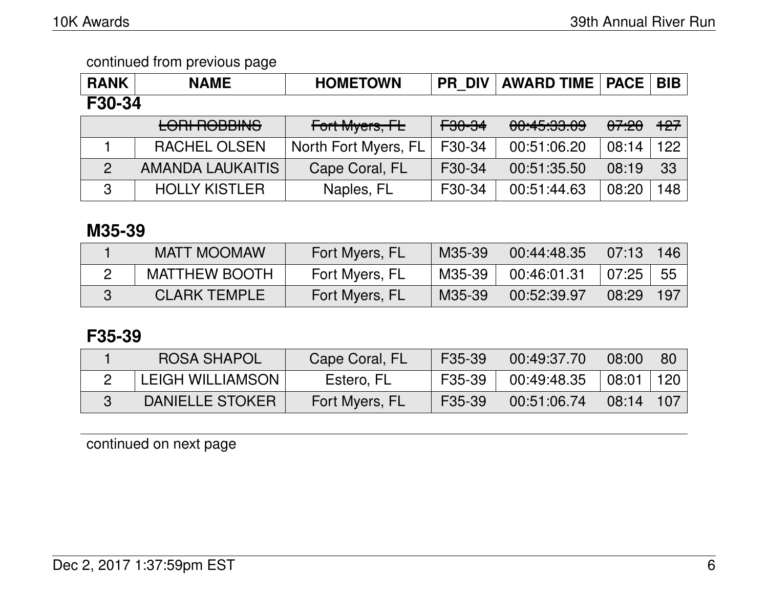continued from previous page

| RANK | NAME | HOMETOWN | PR_DIV | AWARD TIME | PACE | BIB |
|---|---|---|---|---|---|---|

## F30-34

| RANK | NAME | HOMETOWN | PR_DIV | AWARD TIME | PACE | BIB |
|---|---|---|---|---|---|---|
| | ~~LORI ROBBINS~~ | ~~Fort Myers, FL~~ | ~~F30-34~~ | ~~00:45:33.09~~ | ~~07:20~~ | ~~127~~ |
| 1 | RACHEL OLSEN | North Fort Myers, FL | F30-34 | 00:51:06.20 | 08:14 | 122 |
| 2 | AMANDA LAUKAITIS | Cape Coral, FL | F30-34 | 00:51:35.50 | 08:19 | 33 |
| 3 | HOLLY KISTLER | Naples, FL | F30-34 | 00:51:44.63 | 08:20 | 148 |

## M35-39

| RANK | NAME | HOMETOWN | PR_DIV | AWARD TIME | PACE | BIB |
|---|---|---|---|---|---|---|
| 1 | MATT MOOMAW | Fort Myers, FL | M35-39 | 00:44:48.35 | 07:13 | 146 |
| 2 | MATTHEW BOOTH | Fort Myers, FL | M35-39 | 00:46:01.31 | 07:25 | 55 |
| 3 | CLARK TEMPLE | Fort Myers, FL | M35-39 | 00:52:39.97 | 08:29 | 197 |

## F35-39

| RANK | NAME | HOMETOWN | PR_DIV | AWARD TIME | PACE | BIB |
|---|---|---|---|---|---|---|
| 1 | ROSA SHAPOL | Cape Coral, FL | F35-39 | 00:49:37.70 | 08:00 | 80 |
| 2 | LEIGH WILLIAMSON | Estero, FL | F35-39 | 00:49:48.35 | 08:01 | 120 |
| 3 | DANIELLE STOKER | Fort Myers, FL | F35-39 | 00:51:06.74 | 08:14 | 107 |

continued on next page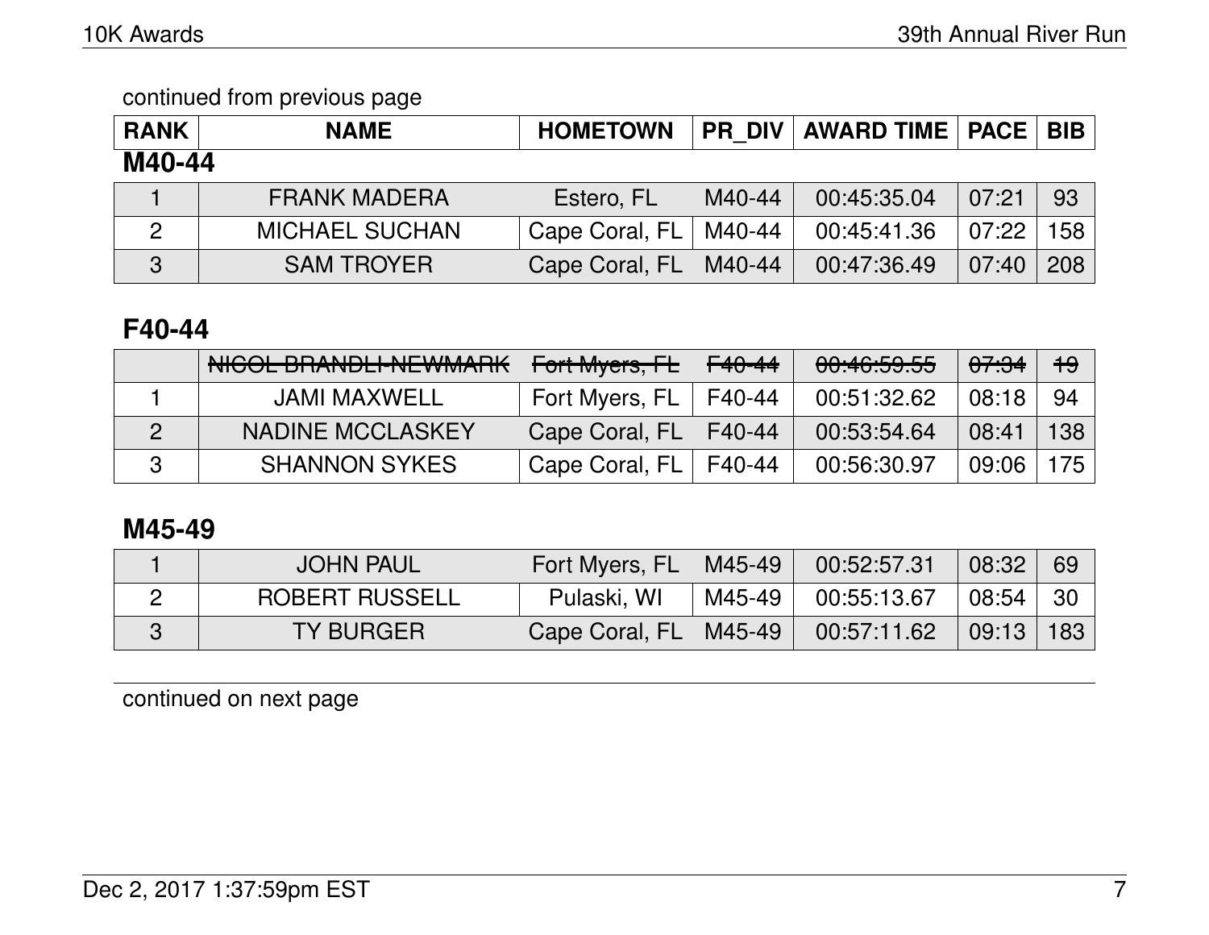continued from previous page

| RANK | NAME | HOMETOWN | PR_DIV | AWARD TIME | PACE | BIB |
|---|---|---|---|---|---|---|

**M40-44**

| RANK | NAME | HOMETOWN | PR_DIV | AWARD TIME | PACE | BIB |
|---|---|---|---|---|---|---|
| 1 | FRANK MADERA | Estero, FL | M40-44 | 00:45:35.04 | 07:21 | 93 |
| 2 | MICHAEL SUCHAN | Cape Coral, FL | M40-44 | 00:45:41.36 | 07:22 | 158 |
| 3 | SAM TROYER | Cape Coral, FL | M40-44 | 00:47:36.49 | 07:40 | 208 |

## F40-44

| RANK | NAME | HOMETOWN | PR_DIV | AWARD TIME | PACE | BIB |
|---|---|---|---|---|---|---|
| | ~~NICOL BRANDLI-NEWMARK~~ | ~~Fort Myers, FL~~ | ~~F40-44~~ | ~~00:46:59.55~~ | ~~07:34~~ | ~~19~~ |
| 1 | JAMI MAXWELL | Fort Myers, FL | F40-44 | 00:51:32.62 | 08:18 | 94 |
| 2 | NADINE MCCLASKEY | Cape Coral, FL | F40-44 | 00:53:54.64 | 08:41 | 138 |
| 3 | SHANNON SYKES | Cape Coral, FL | F40-44 | 00:56:30.97 | 09:06 | 175 |

## M45-49

| RANK | NAME | HOMETOWN | PR_DIV | AWARD TIME | PACE | BIB |
|---|---|---|---|---|---|---|
| 1 | JOHN PAUL | Fort Myers, FL | M45-49 | 00:52:57.31 | 08:32 | 69 |
| 2 | ROBERT RUSSELL | Pulaski, WI | M45-49 | 00:55:13.67 | 08:54 | 30 |
| 3 | TY BURGER | Cape Coral, FL | M45-49 | 00:57:11.62 | 09:13 | 183 |

continued on next page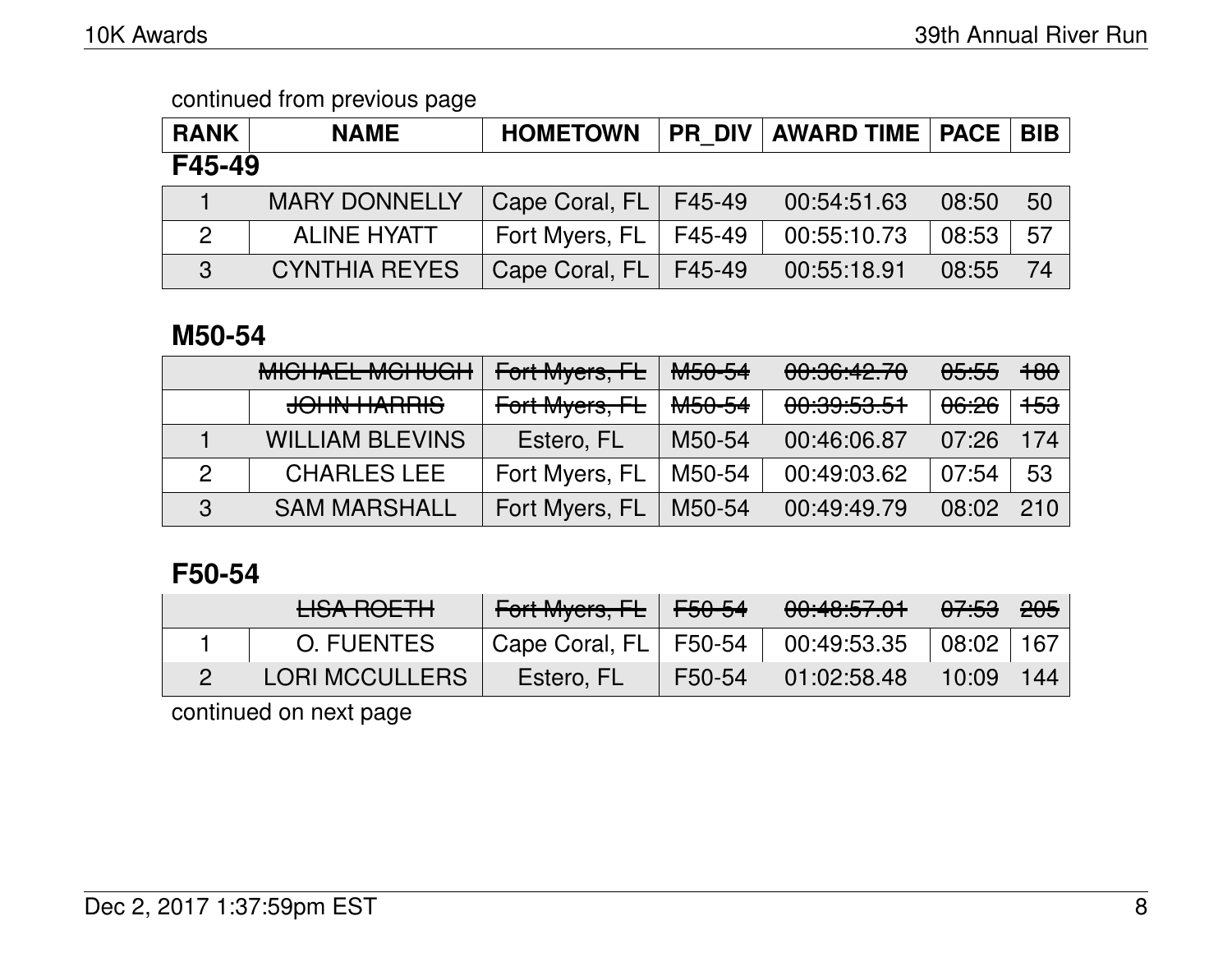continued from previous page

| RANK | NAME | HOMETOWN | PR_DIV | AWARD TIME | PACE | BIB |
|---|---|---|---|---|---|---|

## F45-49

| RANK | NAME | HOMETOWN | PR_DIV | AWARD TIME | PACE | BIB |
|---|---|---|---|---|---|---|
| 1 | MARY DONNELLY | Cape Coral, FL | F45-49 | 00:54:51.63 | 08:50 | 50 |
| 2 | ALINE HYATT | Fort Myers, FL | F45-49 | 00:55:10.73 | 08:53 | 57 |
| 3 | CYNTHIA REYES | Cape Coral, FL | F45-49 | 00:55:18.91 | 08:55 | 74 |

## M50-54

| RANK | NAME | HOMETOWN | PR_DIV | AWARD TIME | PACE | BIB |
|---|---|---|---|---|---|---|
| | ~~MICHAEL MCHUGH~~ | ~~Fort Myers, FL~~ | ~~M50-54~~ | ~~00:36:42.70~~ | ~~05:55~~ | ~~180~~ |
| | ~~JOHN HARRIS~~ | ~~Fort Myers, FL~~ | ~~M50-54~~ | ~~00:39:53.51~~ | ~~06:26~~ | ~~153~~ |
| 1 | WILLIAM BLEVINS | Estero, FL | M50-54 | 00:46:06.87 | 07:26 | 174 |
| 2 | CHARLES LEE | Fort Myers, FL | M50-54 | 00:49:03.62 | 07:54 | 53 |
| 3 | SAM MARSHALL | Fort Myers, FL | M50-54 | 00:49:49.79 | 08:02 | 210 |

## F50-54

| RANK | NAME | HOMETOWN | PR_DIV | AWARD TIME | PACE | BIB |
|---|---|---|---|---|---|---|
| | ~~LISA ROETH~~ | ~~Fort Myers, FL~~ | ~~F50-54~~ | ~~00:48:57.01~~ | ~~07:53~~ | ~~205~~ |
| 1 | O. FUENTES | Cape Coral, FL | F50-54 | 00:49:53.35 | 08:02 | 167 |
| 2 | LORI MCCULLERS | Estero, FL | F50-54 | 01:02:58.48 | 10:09 | 144 |

continued on next page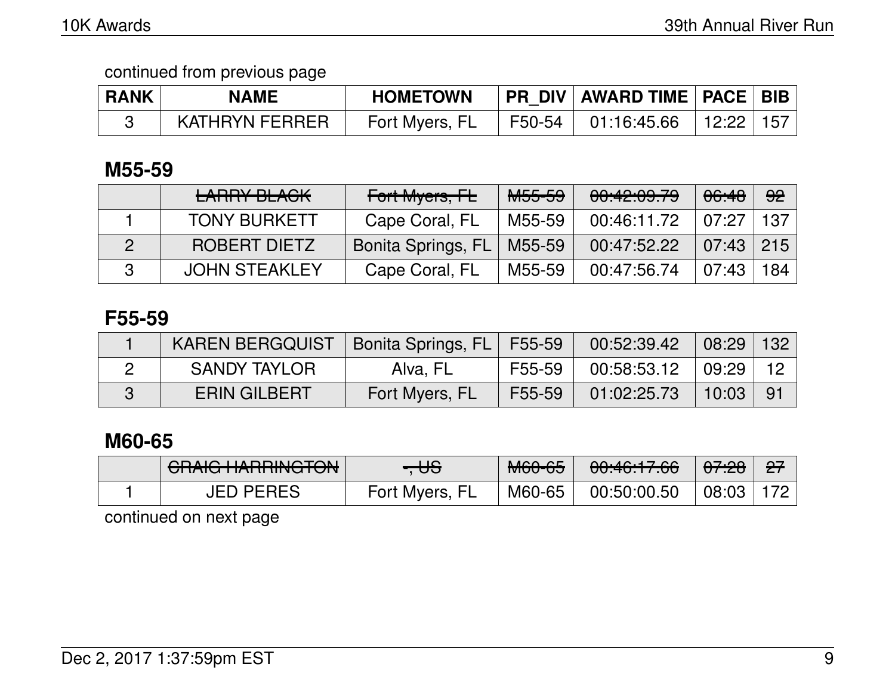continued from previous page

| RANK | NAME | HOMETOWN | PR_DIV | AWARD TIME | PACE | BIB |
|---|---|---|---|---|---|---|
| 3 | KATHRYN FERRER | Fort Myers, FL | F50-54 | 01:16:45.66 | 12:22 | 157 |

## M55-59

| RANK | NAME | HOMETOWN | PR_DIV | AWARD TIME | PACE | BIB |
|---|---|---|---|---|---|---|
| | ~~LARRY BLACK~~ | ~~Fort Myers, FL~~ | ~~M55-59~~ | ~~00:42:09.79~~ | ~~06:48~~ | ~~92~~ |
| 1 | TONY BURKETT | Cape Coral, FL | M55-59 | 00:46:11.72 | 07:27 | 137 |
| 2 | ROBERT DIETZ | Bonita Springs, FL | M55-59 | 00:47:52.22 | 07:43 | 215 |
| 3 | JOHN STEAKLEY | Cape Coral, FL | M55-59 | 00:47:56.74 | 07:43 | 184 |

## F55-59

| RANK | NAME | HOMETOWN | PR_DIV | AWARD TIME | PACE | BIB |
|---|---|---|---|---|---|---|
| 1 | KAREN BERGQUIST | Bonita Springs, FL | F55-59 | 00:52:39.42 | 08:29 | 132 |
| 2 | SANDY TAYLOR | Alva, FL | F55-59 | 00:58:53.12 | 09:29 | 12 |
| 3 | ERIN GILBERT | Fort Myers, FL | F55-59 | 01:02:25.73 | 10:03 | 91 |

## M60-65

| RANK | NAME | HOMETOWN | PR_DIV | AWARD TIME | PACE | BIB |
|---|---|---|---|---|---|---|
| | ~~CRAIG HARRINGTON~~ | ~~-, US~~ | ~~M60-65~~ | ~~00:46:17.66~~ | ~~07:28~~ | ~~27~~ |
| 1 | JED PERES | Fort Myers, FL | M60-65 | 00:50:00.50 | 08:03 | 172 |

continued on next page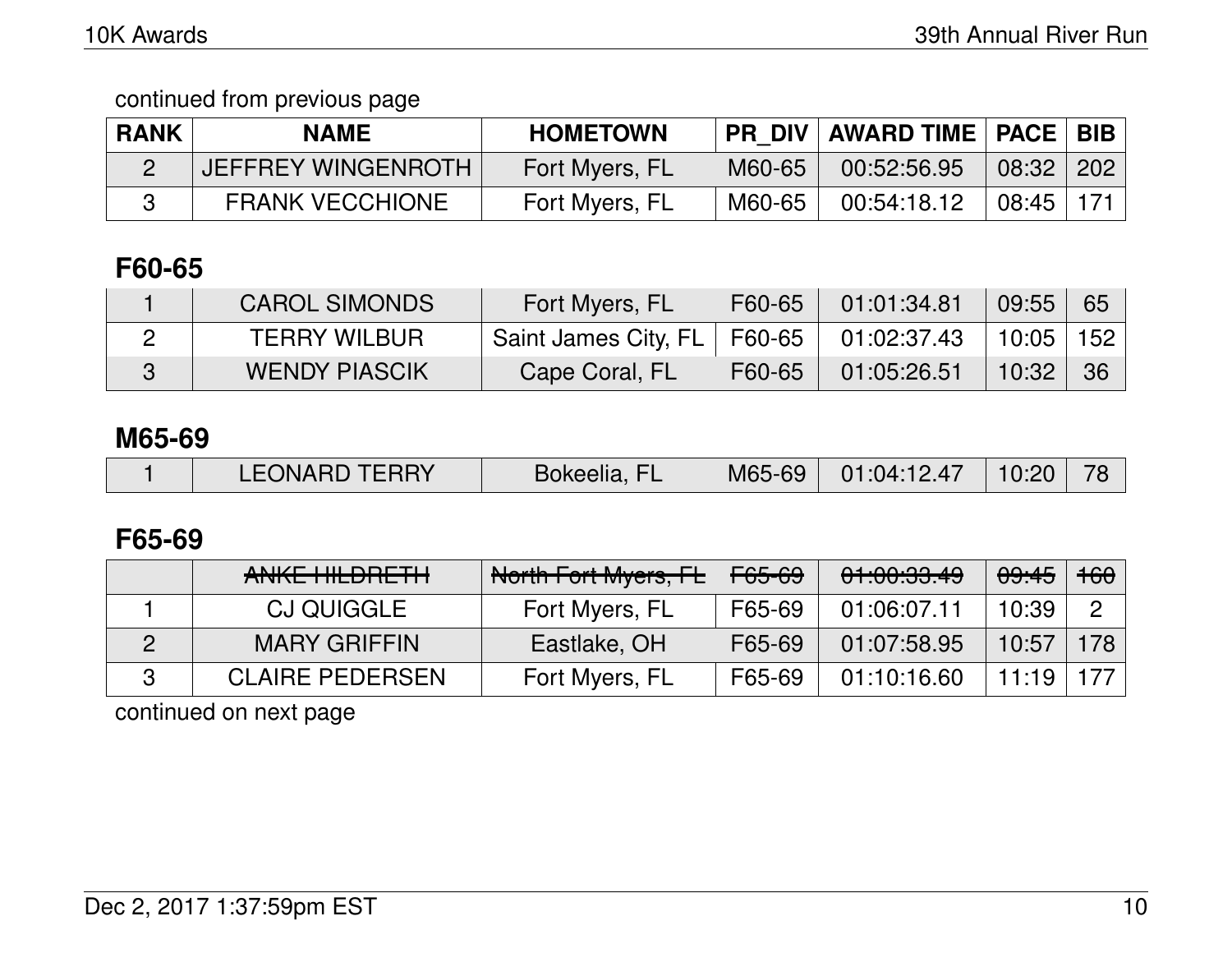continued from previous page

| RANK | NAME | HOMETOWN | PR_DIV | AWARD TIME | PACE | BIB |
|---|---|---|---|---|---|---|
| 2 | JEFFREY WINGENROTH | Fort Myers, FL | M60-65 | 00:52:56.95 | 08:32 | 202 |
| 3 | FRANK VECCHIONE | Fort Myers, FL | M60-65 | 00:54:18.12 | 08:45 | 171 |

## F60-65

| RANK | NAME | HOMETOWN | PR_DIV | AWARD TIME | PACE | BIB |
|---|---|---|---|---|---|---|
| 1 | CAROL SIMONDS | Fort Myers, FL | F60-65 | 01:01:34.81 | 09:55 | 65 |
| 2 | TERRY WILBUR | Saint James City, FL | F60-65 | 01:02:37.43 | 10:05 | 152 |
| 3 | WENDY PIASCIK | Cape Coral, FL | F60-65 | 01:05:26.51 | 10:32 | 36 |

## M65-69

| RANK | NAME | HOMETOWN | PR_DIV | AWARD TIME | PACE | BIB |
|---|---|---|---|---|---|---|
| 1 | LEONARD TERRY | Bokeelia, FL | M65-69 | 01:04:12.47 | 10:20 | 78 |

## F65-69

| RANK | NAME | HOMETOWN | PR_DIV | AWARD TIME | PACE | BIB |
|---|---|---|---|---|---|---|
| | ~~ANKE HILDRETH~~ | ~~North Fort Myers, FL~~ | ~~F65-69~~ | ~~01:00:33.49~~ | ~~09:45~~ | ~~160~~ |
| 1 | CJ QUIGGLE | Fort Myers, FL | F65-69 | 01:06:07.11 | 10:39 | 2 |
| 2 | MARY GRIFFIN | Eastlake, OH | F65-69 | 01:07:58.95 | 10:57 | 178 |
| 3 | CLAIRE PEDERSEN | Fort Myers, FL | F65-69 | 01:10:16.60 | 11:19 | 177 |

continued on next page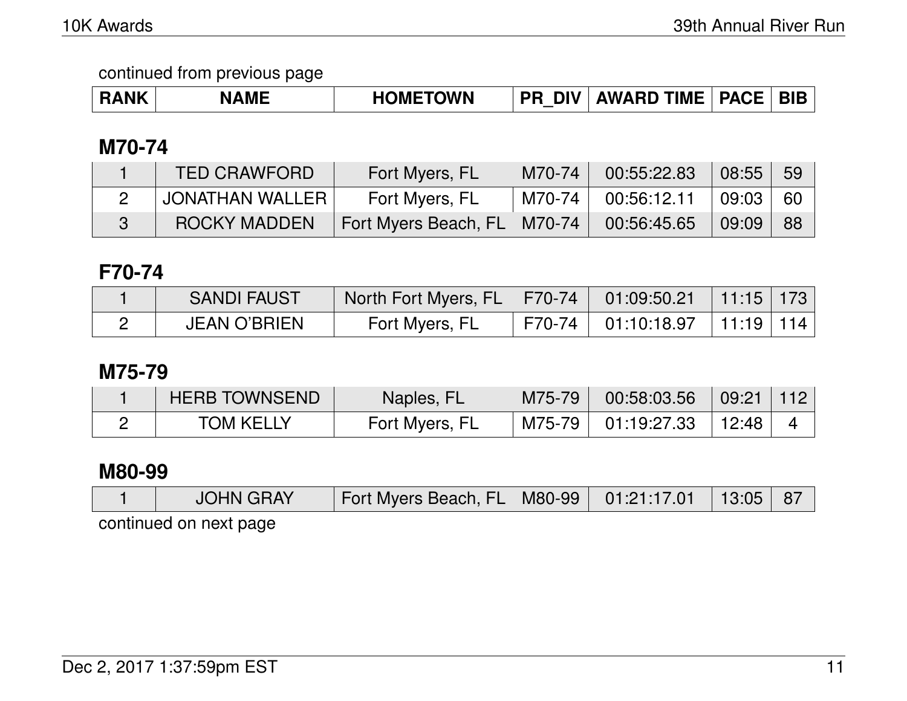continued from previous page

| RANK | NAME | HOMETOWN | PR_DIV | AWARD TIME | PACE | BIB |
|---|---|---|---|---|---|---|

## M70-74

| RANK | NAME | HOMETOWN | PR_DIV | AWARD TIME | PACE | BIB |
|---|---|---|---|---|---|---|
| 1 | TED CRAWFORD | Fort Myers, FL | M70-74 | 00:55:22.83 | 08:55 | 59 |
| 2 | JONATHAN WALLER | Fort Myers, FL | M70-74 | 00:56:12.11 | 09:03 | 60 |
| 3 | ROCKY MADDEN | Fort Myers Beach, FL | M70-74 | 00:56:45.65 | 09:09 | 88 |

## F70-74

| RANK | NAME | HOMETOWN | PR_DIV | AWARD TIME | PACE | BIB |
|---|---|---|---|---|---|---|
| 1 | SANDI FAUST | North Fort Myers, FL | F70-74 | 01:09:50.21 | 11:15 | 173 |
| 2 | JEAN O'BRIEN | Fort Myers, FL | F70-74 | 01:10:18.97 | 11:19 | 114 |

## M75-79

| RANK | NAME | HOMETOWN | PR_DIV | AWARD TIME | PACE | BIB |
|---|---|---|---|---|---|---|
| 1 | HERB TOWNSEND | Naples, FL | M75-79 | 00:58:03.56 | 09:21 | 112 |
| 2 | TOM KELLY | Fort Myers, FL | M75-79 | 01:19:27.33 | 12:48 | 4 |

## M80-99

| RANK | NAME | HOMETOWN | PR_DIV | AWARD TIME | PACE | BIB |
|---|---|---|---|---|---|---|
| 1 | JOHN GRAY | Fort Myers Beach, FL | M80-99 | 01:21:17.01 | 13:05 | 87 |

continued on next page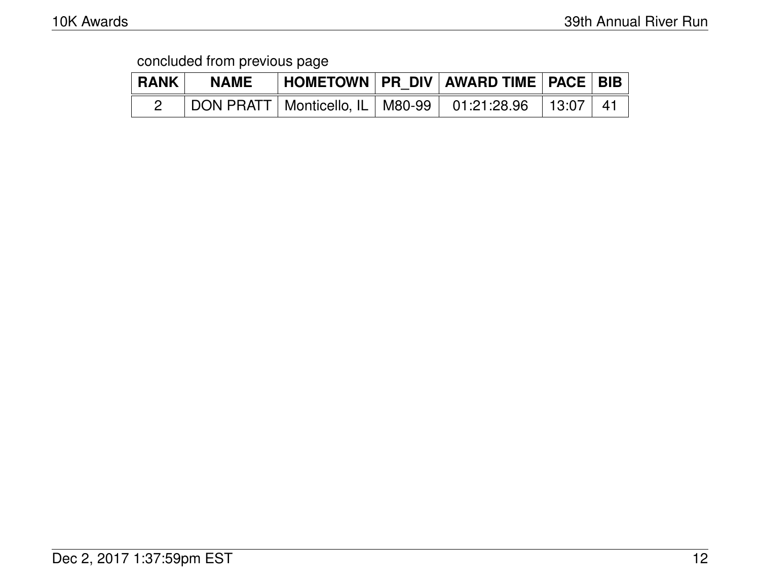concluded from previous page

| RANK | NAME | HOMETOWN | PR_DIV | AWARD TIME | PACE | BIB |
|---|---|---|---|---|---|---|
| 2 | DON PRATT | Monticello, IL | M80-99 | 01:21:28.96 | 13:07 | 41 |